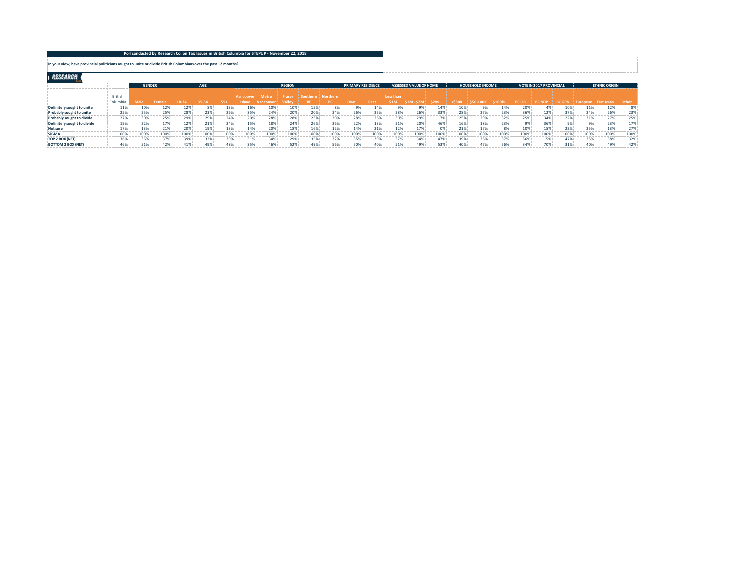**Poll conducted by Research Co. on Tax Issues in British Columbia for STEPUP - November 22, 2018**

**In your view, have provincial politicians sought to unite or divide British Columbians over the past 12 months?**

RESEARCH

| | | GENDER | | AGE | | | REGION | | | | | PRIMARY RESIDENCE | | ASSESSED VALUE OF HOME | | | HOUSEHOLD INCOME | | | VOTE IN 2017 PROVINCIAL | | | ETHNIC ORIGIN | | |
|---|---|---|---|---|---|---|---|---|---|---|---|---|---|---|---|---|---|---|---|---|---|---|---|---|---|
| | British Columbia | Male | Female | 18-34 | 35-54 | 55+ | Vancouver Island | Metro Vancouver | Fraser Valley | Southern BC | Northern BC | Own | Rent | Less than $1M | $1M - $2M | $2M+ | <$50K | $50-100K | $100k+ | BC LIB | BC NDP | BC GRN | European | East Asian | Other |
| **Definitely sought to unite** | 11% | 10% | 12% | 12% | 8% | 13% | 16% | 10% | 10% | 15% | 8% | 9% | 14% | 9% | 9% | 14% | 10% | 9% | 14% | 20% | 4% | 10% | 11% | 12% | 8% |
| **Probably sought to unite** | 25% | 25% | 25% | 28% | 23% | 26% | 35% | 24% | 20% | 20% | 24% | 26% | 25% | 28% | 26% | 33% | 28% | 27% | 23% | 36% | 12% | 37% | 24% | 26% | 23% |
| **Probably sought to divide** | 27% | 30% | 25% | 29% | 29% | 24% | 20% | 28% | 28% | 23% | 30% | 28% | 26% | 30% | 29% | 7% | 25% | 29% | 32% | 25% | 34% | 22% | 31% | 27% | 25% |
| **Definitely sought to divide** | 19% | 22% | 17% | 12% | 21% | 24% | 15% | 18% | 24% | 26% | 26% | 22% | 13% | 21% | 20% | 46% | 16% | 18% | 23% | 9% | 36% | 9% | 9% | 23% | 17% |
| **Not sure** | 17% | 13% | 21% | 20% | 19% | 13% | 14% | 20% | 18% | 16% | 12% | 14% | 21% | 12% | 17% | 0% | 21% | 17% | 8% | 10% | 15% | 22% | 25% | 13% | 27% |
| **SIGMA** | 100% | 100% | 100% | 100% | 100% | 100% | 100% | 100% | 100% | 100% | 100% | 100% | 100% | 100% | 100% | 100% | 100% | 100% | 100% | 100% | 100% | 100% | 100% | 100% | 100% |
| **TOP 2 BOX (NET)** | 36% | 36% | 37% | 39% | 32% | 39% | 51% | 34% | 29% | 35% | 32% | 35% | 39% | 37% | 34% | 47% | 39% | 36% | 37% | 56% | 15% | 47% | 35% | 38% | 32% |
| **BOTTOM 2 BOX (NET)** | 46% | 51% | 42% | 41% | 49% | 48% | 35% | 46% | 52% | 49% | 56% | 50% | 40% | 51% | 49% | 53% | 40% | 47% | 56% | 34% | 70% | 31% | 40% | 49% | 42% |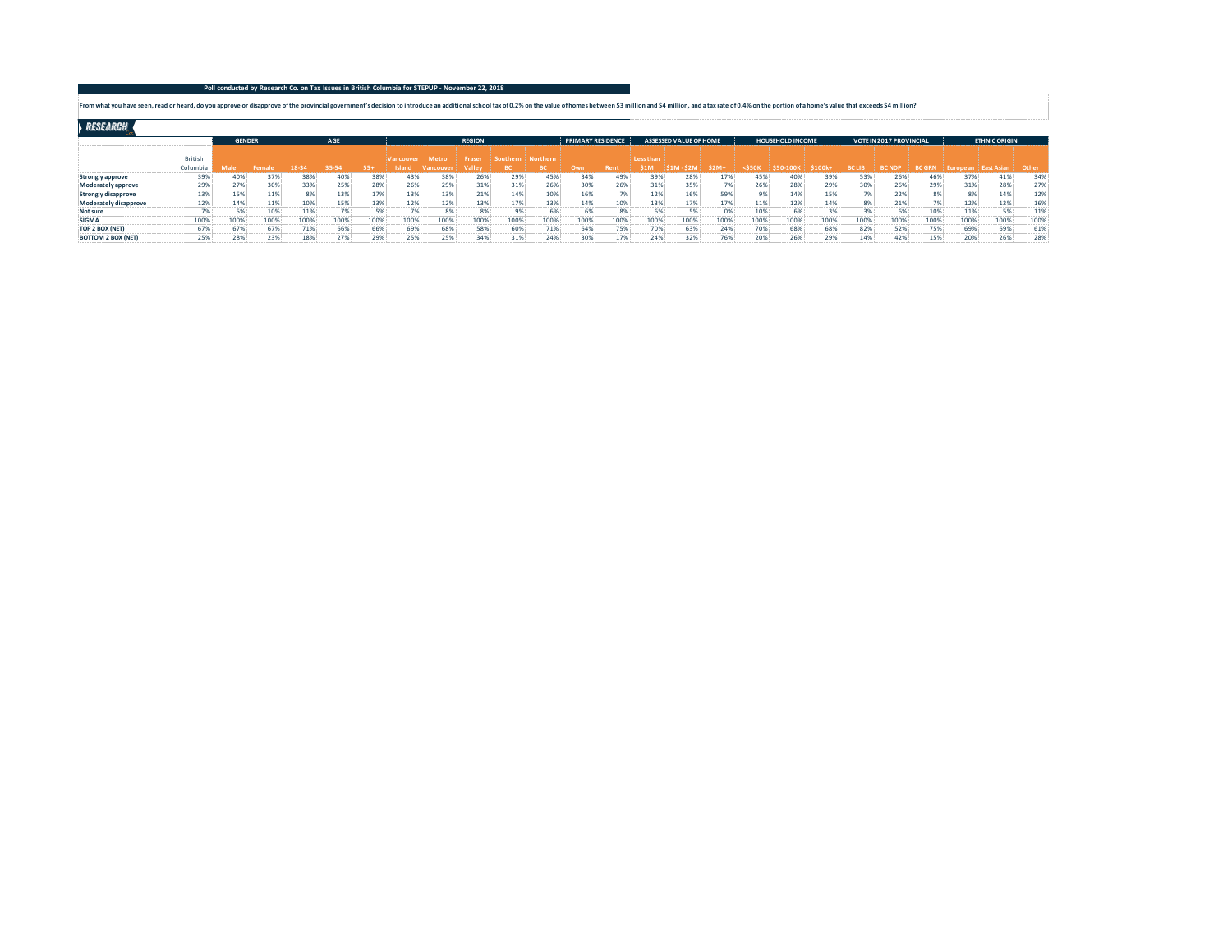**Poll conducted by Research Co. on Tax Issues in British Columbia for STEPUP - November 22, 2018**

From what you have seen, read or heard, do you approve or disapprove of the provincial government's decision to introduce an additional school tax of 0.2% on the value of homes between $3 million and $4 million, and a tax rate of 0.4% on the portion of a home's value that exceeds $4 million?

RESEARCH

| | | GENDER | | AGE | | | REGION | | | | | PRIMARY RESIDENCE | | ASSESSED VALUE OF HOME | | | HOUSEHOLD INCOME | | | VOTE IN 2017 PROVINCIAL | | | ETHNIC ORIGIN | | |
|---|---|---|---|---|---|---|---|---|---|---|---|---|---|---|---|---|---|---|---|---|---|---|---|---|---|
| | British Columbia | Male | Female | 18-34 | 35-54 | 55+ | Vancouver Island | Metro Vancouver | Fraser Valley | Southern BC | Northern BC | Own | Rent | Less than $1M | $1M - $2M | $2M+ | <$50K | $50-100K | $100k+ | BC LIB | BC NDP | BC GRN | European | East Asian | Other |
| **Strongly approve** | 39% | 40% | 37% | 38% | 40% | 38% | 43% | 38% | 26% | 29% | 45% | 34% | 49% | 39% | 28% | 17% | 45% | 40% | 39% | 53% | 26% | 46% | 37% | 41% | 34% |
| **Moderately approve** | 29% | 27% | 30% | 33% | 25% | 28% | 26% | 29% | 31% | 31% | 26% | 30% | 26% | 31% | 35% | 7% | 26% | 28% | 29% | 30% | 26% | 29% | 31% | 28% | 27% |
| **Strongly disapprove** | 13% | 15% | 11% | 8% | 13% | 17% | 13% | 13% | 21% | 14% | 10% | 16% | 7% | 12% | 16% | 59% | 9% | 14% | 15% | 7% | 22% | 8% | 8% | 14% | 12% |
| **Moderately disapprove** | 12% | 14% | 11% | 10% | 15% | 13% | 12% | 12% | 13% | 17% | 13% | 14% | 10% | 13% | 17% | 17% | 11% | 12% | 14% | 8% | 21% | 7% | 12% | 12% | 16% |
| **Not sure** | 7% | 5% | 10% | 11% | 7% | 5% | 7% | 8% | 8% | 9% | 6% | 6% | 8% | 6% | 5% | 0% | 10% | 6% | 3% | 3% | 6% | 10% | 11% | 5% | 11% |
| **SIGMA** | 100% | 100% | 100% | 100% | 100% | 100% | 100% | 100% | 100% | 100% | 100% | 100% | 100% | 100% | 100% | 100% | 100% | 100% | 100% | 100% | 100% | 100% | 100% | 100% | 100% |
| **TOP 2 BOX (NET)** | 67% | 67% | 67% | 71% | 66% | 66% | 69% | 68% | 58% | 60% | 71% | 64% | 75% | 70% | 63% | 24% | 70% | 68% | 68% | 82% | 52% | 75% | 69% | 69% | 61% |
| **BOTTOM 2 BOX (NET)** | 25% | 28% | 23% | 18% | 27% | 29% | 25% | 25% | 34% | 31% | 24% | 30% | 17% | 24% | 32% | 76% | 20% | 26% | 29% | 14% | 42% | 15% | 20% | 26% | 28% |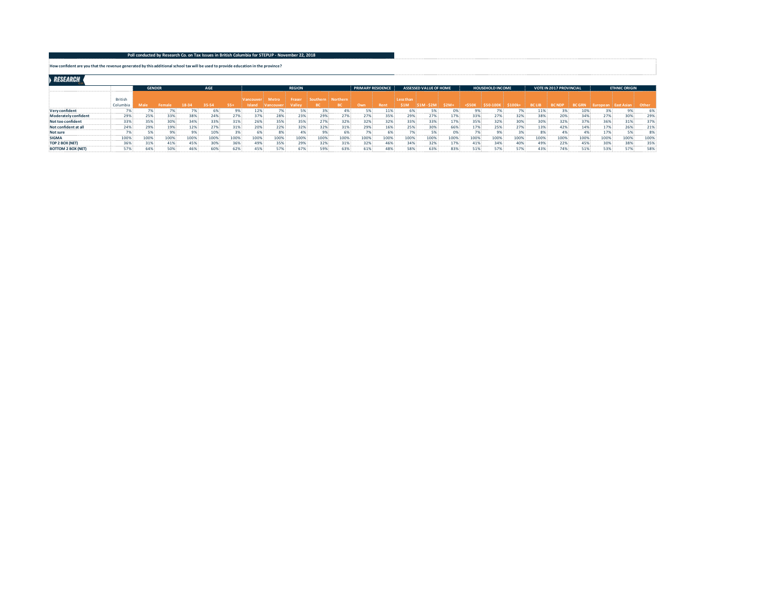**Poll conducted by Research Co. on Tax Issues in British Columbia for STEPUP - November 22, 2018**

**How confident are you that the revenue generated by this additional school tax will be used to provide education in the province?**

RESEARCH

| | | GENDER | | AGE | | | REGION | | | | | PRIMARY RESIDENCE | | ASSESSED VALUE OF HOME | | | HOUSEHOLD INCOME | | | VOTE IN 2017 PROVINCIAL | | | ETHNIC ORIGIN | | |
|---|---|---|---|---|---|---|---|---|---|---|---|---|---|---|---|---|---|---|---|---|---|---|---|---|---|
| | British Columbia | Male | Female | 18-34 | 35-54 | 55+ | Vancouver Island | Metro Vancouver | Fraser Valley | Southern BC | Northern BC | Own | Rent | Less than $1M | $1M - $2M | $2M+ | <$50K | $50-100K | $100k+ | BC LIB | BC NDP | BC GRN | European | East Asian | Other |
| **Very confident** | 7% | 7% | 7% | 7% | 6% | 9% | 12% | 7% | 5% | 3% | 4% | 5% | 11% | 6% | 5% | 0% | 9% | 7% | 7% | 11% | 3% | 10% | 3% | 9% | 6% |
| **Moderately confident** | 29% | 25% | 33% | 38% | 24% | 27% | 37% | 28% | 23% | 29% | 27% | 27% | 35% | 29% | 27% | 17% | 33% | 27% | 32% | 38% | 20% | 34% | 27% | 30% | 29% |
| **Not too confident** | 33% | 35% | 30% | 34% | 33% | 31% | 26% | 35% | 35% | 27% | 32% | 32% | 32% | 33% | 33% | 17% | 35% | 32% | 30% | 30% | 32% | 37% | 36% | 31% | 37% |
| **Not confident at all** | 24% | 29% | 19% | 12% | 27% | 31% | 20% | 22% | 32% | 32% | 31% | 29% | 16% | 25% | 30% | 66% | 17% | 25% | 27% | 13% | 42% | 14% | 17% | 26% | 21% |
| **Not sure** | 7% | 5% | 9% | 9% | 10% | 3% | 6% | 8% | 4% | 9% | 6% | 7% | 6% | 7% | 5% | 0% | 7% | 9% | 3% | 8% | 4% | 4% | 17% | 5% | 8% |
| **SIGMA** | 100% | 100% | 100% | 100% | 100% | 100% | 100% | 100% | 100% | 100% | 100% | 100% | 100% | 100% | 100% | 100% | 100% | 100% | 100% | 100% | 100% | 100% | 100% | 100% | 100% |
| **TOP 2 BOX (NET)** | 36% | 31% | 41% | 45% | 30% | 36% | 49% | 35% | 29% | 32% | 31% | 32% | 46% | 34% | 32% | 17% | 41% | 34% | 40% | 49% | 22% | 45% | 30% | 38% | 35% |
| **BOTTOM 2 BOX (NET)** | 57% | 64% | 50% | 46% | 60% | 62% | 45% | 57% | 67% | 59% | 63% | 61% | 48% | 58% | 63% | 83% | 51% | 57% | 57% | 43% | 74% | 51% | 53% | 57% | 58% |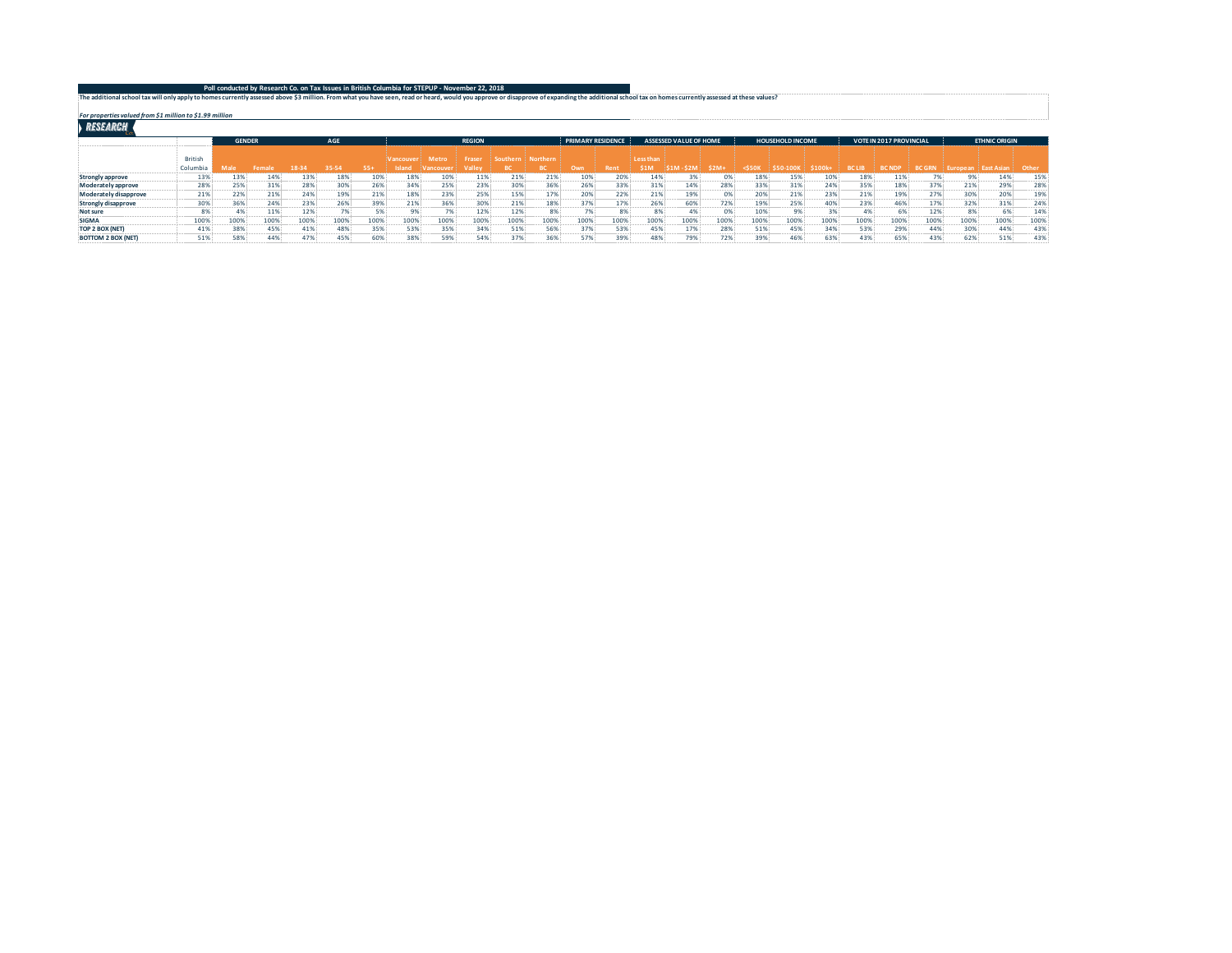**Poll conducted by Research Co. on Tax Issues in British Columbia for STEPUP - November 22, 2018**

**The additional school tax will only apply to homes currently assessed above $3 million. From what you have seen, read or heard, would you approve or disapprove of expanding the additional school tax on homes currently assessed at these values?**

***For properties valued from $1 million to $1.99 million***

| | | GENDER | | AGE | | | REGION | | | | | PRIMARY RESIDENCE | | ASSESSED VALUE OF HOME | | | HOUSEHOLD INCOME | | | VOTE IN 2017 PROVINCIAL | | | ETHNIC ORIGIN | | |
|---|---|---|---|---|---|---|---|---|---|---|---|---|---|---|---|---|---|---|---|---|---|---|---|---|---|
| | British Columbia | Male | Female | 18-34 | 35-54 | 55+ | Vancouver Island | Metro Vancouver | Fraser Valley | Southern BC | Northern BC | Own | Rent | Less than $1M | $1M - $2M | $2M+ | <$50K | $50-100K | $100k+ | BC LIB | BC NDP | BC GRN | European | East Asian | Other |
| **Strongly approve** | 13% | 13% | 14% | 13% | 18% | 10% | 18% | 10% | 11% | 21% | 21% | 10% | 20% | 14% | 3% | 0% | 18% | 15% | 10% | 18% | 11% | 7% | 9% | 14% | 15% |
| **Moderately approve** | 28% | 25% | 31% | 28% | 30% | 26% | 34% | 25% | 23% | 30% | 36% | 26% | 33% | 31% | 14% | 28% | 33% | 31% | 24% | 35% | 18% | 37% | 21% | 29% | 28% |
| **Moderately disapprove** | 21% | 22% | 21% | 24% | 19% | 21% | 18% | 23% | 25% | 15% | 17% | 20% | 22% | 21% | 19% | 0% | 20% | 21% | 23% | 21% | 19% | 27% | 30% | 20% | 19% |
| **Strongly disapprove** | 30% | 36% | 24% | 23% | 26% | 39% | 21% | 36% | 30% | 21% | 18% | 37% | 17% | 26% | 60% | 72% | 19% | 25% | 40% | 23% | 46% | 17% | 32% | 31% | 24% |
| **Not sure** | 8% | 4% | 11% | 12% | 7% | 5% | 9% | 7% | 12% | 12% | 8% | 7% | 8% | 8% | 4% | 0% | 10% | 9% | 3% | 4% | 6% | 12% | 8% | 6% | 14% |
| **SIGMA** | 100% | 100% | 100% | 100% | 100% | 100% | 100% | 100% | 100% | 100% | 100% | 100% | 100% | 100% | 100% | 100% | 100% | 100% | 100% | 100% | 100% | 100% | 100% | 100% | 100% |
| **TOP 2 BOX (NET)** | 41% | 38% | 45% | 41% | 48% | 35% | 53% | 35% | 34% | 51% | 56% | 37% | 53% | 45% | 17% | 28% | 51% | 45% | 34% | 53% | 29% | 44% | 30% | 44% | 43% |
| **BOTTOM 2 BOX (NET)** | 51% | 58% | 44% | 47% | 45% | 60% | 38% | 59% | 54% | 37% | 36% | 57% | 39% | 48% | 79% | 72% | 39% | 46% | 63% | 43% | 65% | 43% | 62% | 51% | 43% |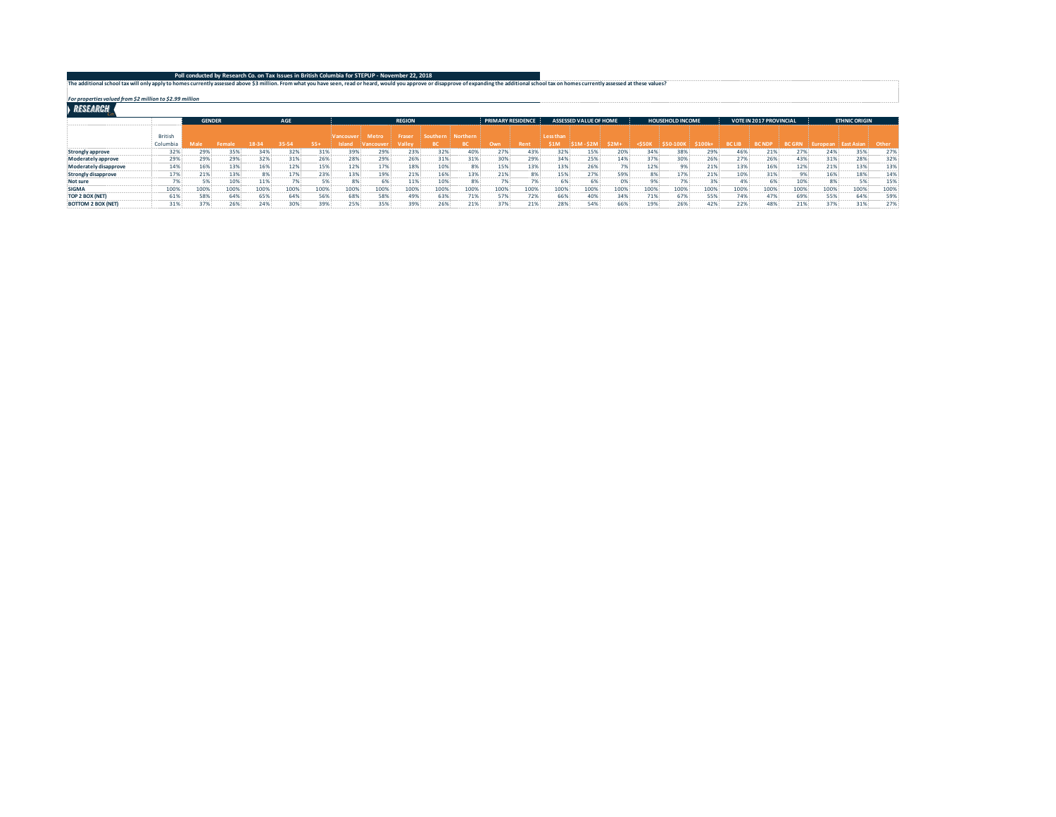**Poll conducted by Research Co. on Tax Issues in British Columbia for STEPUP - November 22, 2018**

**The additional school tax will only apply to homes currently assessed above $3 million. From what you have seen, read or heard, would you approve or disapprove of expanding the additional school tax on homes currently assessed at these values?**

*For properties valued from $2 million to $2.99 million*

| | | GENDER | | AGE | | | REGION | | | | | PRIMARY RESIDENCE | | ASSESSED VALUE OF HOME | | | HOUSEHOLD INCOME | | | VOTE IN 2017 PROVINCIAL | | | ETHNIC ORIGIN | | |
|---|---|---|---|---|---|---|---|---|---|---|---|---|---|---|---|---|---|---|---|---|---|---|---|---|---|
| | British Columbia | Male | Female | 18-34 | 35-54 | 55+ | Vancouver Island | Metro Vancouver | Fraser Valley | Southern BC | Northern BC | Own | Rent | Less than $1M | $1M - $2M | $2M+ | <$50K | $50-100K | $100k+ | BC LIB | BC NDP | BC GRN | European | East Asian | Other |
| **Strongly approve** | 32% | 29% | 35% | 34% | 32% | 31% | 39% | 29% | 23% | 32% | 40% | 27% | 43% | 32% | 15% | 20% | 34% | 38% | 29% | 46% | 21% | 27% | 24% | 35% | 27% |
| **Moderately approve** | 29% | 29% | 29% | 32% | 31% | 26% | 28% | 29% | 26% | 31% | 31% | 30% | 29% | 34% | 25% | 14% | 37% | 30% | 26% | 27% | 26% | 43% | 31% | 28% | 32% |
| **Moderately disapprove** | 14% | 16% | 13% | 16% | 12% | 15% | 12% | 17% | 18% | 10% | 8% | 15% | 13% | 13% | 26% | 7% | 12% | 9% | 21% | 13% | 16% | 12% | 21% | 13% | 13% |
| **Strongly disapprove** | 17% | 21% | 13% | 8% | 17% | 23% | 13% | 19% | 21% | 16% | 13% | 21% | 8% | 15% | 27% | 59% | 8% | 17% | 21% | 10% | 31% | 9% | 16% | 18% | 14% |
| **Not sure** | 7% | 5% | 10% | 11% | 7% | 5% | 8% | 6% | 11% | 10% | 8% | 7% | 7% | 6% | 6% | 0% | 9% | 7% | 3% | 4% | 6% | 10% | 8% | 5% | 15% |
| **SIGMA** | 100% | 100% | 100% | 100% | 100% | 100% | 100% | 100% | 100% | 100% | 100% | 100% | 100% | 100% | 100% | 100% | 100% | 100% | 100% | 100% | 100% | 100% | 100% | 100% | 100% |
| **TOP 2 BOX (NET)** | 61% | 58% | 64% | 65% | 64% | 56% | 68% | 58% | 49% | 63% | 71% | 57% | 72% | 66% | 40% | 34% | 71% | 67% | 55% | 74% | 47% | 69% | 55% | 64% | 59% |
| **BOTTOM 2 BOX (NET)** | 31% | 37% | 26% | 24% | 30% | 39% | 25% | 35% | 39% | 26% | 21% | 37% | 21% | 28% | 54% | 66% | 19% | 26% | 42% | 22% | 48% | 21% | 37% | 31% | 27% |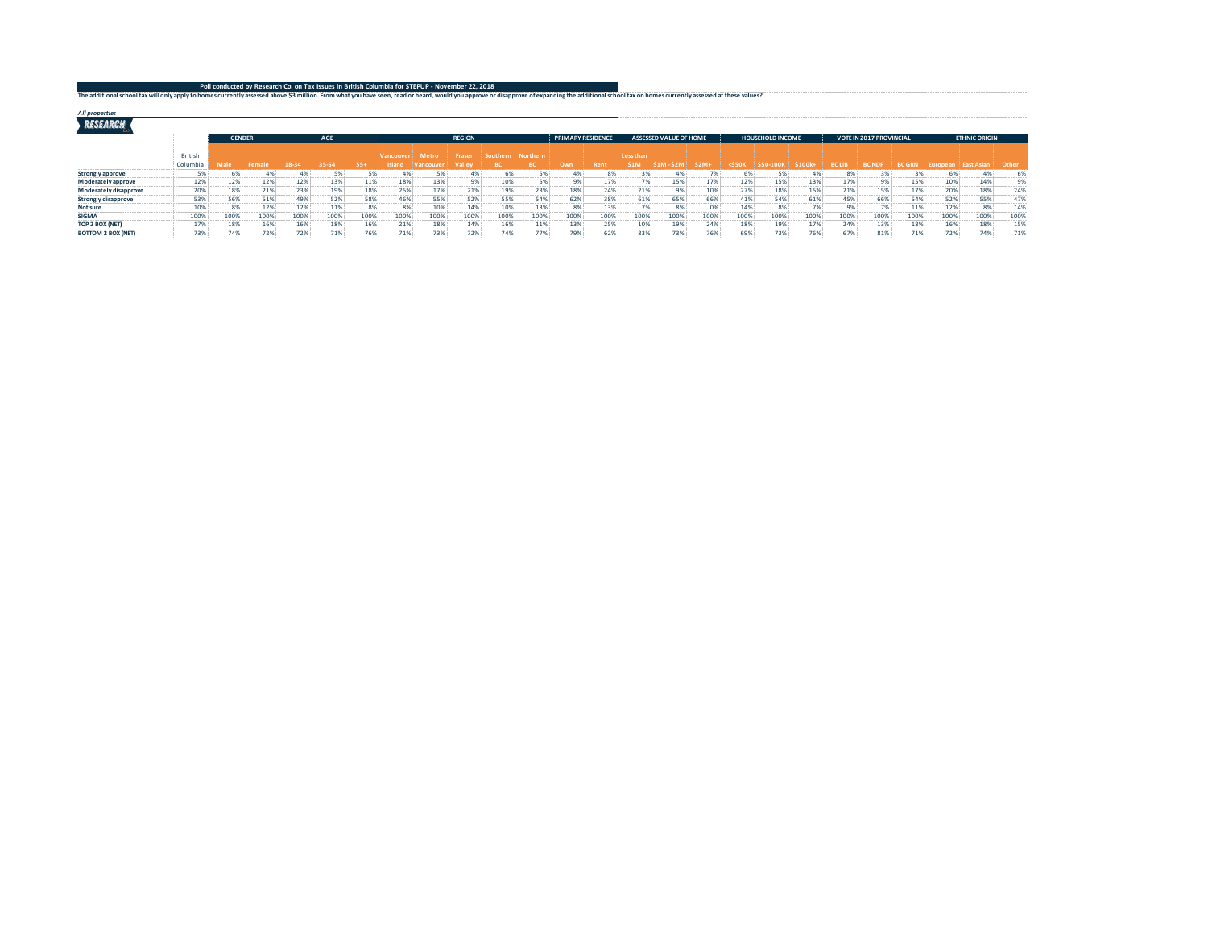**Poll conducted by Research Co. on Tax Issues in British Columbia for STEPUP - November 22, 2018**

**The additional school tax will only apply to homes currently assessed above $3 million. From what you have seen, read or heard, would you approve or disapprove of expanding the additional school tax on homes currently assessed at these values?**

***All properties***

RESEARCH

| | | GENDER | | AGE | | | REGION | | | | | PRIMARY RESIDENCE | | ASSESSED VALUE OF HOME | | | HOUSEHOLD INCOME | | | VOTE IN 2017 PROVINCIAL | | | ETHNIC ORIGIN | | |
|---|---|---|---|---|---|---|---|---|---|---|---|---|---|---|---|---|---|---|---|---|---|---|---|---|---|
| | British Columbia | Male | Female | 18-34 | 35-54 | 55+ | Vancouver Island | Metro Vancouver | Fraser Valley | Southern BC | Northern BC | Own | Rent | Less than $1M | $1M - $2M | $2M+ | <$50K | $50-100K | $100k+ | BC LIB | BC NDP | BC GRN | European | East Asian | Other |
| **Strongly approve** | 5% | 6% | 4% | 4% | 5% | 5% | 4% | 5% | 4% | 6% | 5% | 4% | 8% | 3% | 4% | 7% | 6% | 5% | 4% | 8% | 3% | 3% | 6% | 4% | 6% |
| **Moderately approve** | 12% | 12% | 12% | 12% | 13% | 11% | 18% | 13% | 9% | 10% | 5% | 9% | 17% | 7% | 15% | 17% | 12% | 15% | 13% | 17% | 9% | 15% | 10% | 14% | 9% |
| **Moderately disapprove** | 20% | 18% | 21% | 23% | 19% | 18% | 25% | 17% | 21% | 19% | 23% | 18% | 24% | 21% | 9% | 10% | 27% | 18% | 15% | 21% | 15% | 17% | 20% | 18% | 24% |
| **Strongly disapprove** | 53% | 56% | 51% | 49% | 52% | 58% | 46% | 55% | 52% | 55% | 54% | 62% | 38% | 61% | 65% | 66% | 41% | 54% | 61% | 45% | 66% | 54% | 52% | 55% | 47% |
| **Not sure** | 10% | 8% | 12% | 12% | 11% | 8% | 8% | 10% | 14% | 10% | 13% | 8% | 13% | 7% | 8% | 0% | 14% | 8% | 7% | 9% | 7% | 11% | 12% | 8% | 14% |
| **SIGMA** | 100% | 100% | 100% | 100% | 100% | 100% | 100% | 100% | 100% | 100% | 100% | 100% | 100% | 100% | 100% | 100% | 100% | 100% | 100% | 100% | 100% | 100% | 100% | 100% | 100% |
| **TOP 2 BOX (NET)** | 17% | 18% | 16% | 16% | 18% | 16% | 21% | 18% | 14% | 16% | 11% | 13% | 25% | 10% | 19% | 24% | 18% | 19% | 17% | 24% | 13% | 18% | 16% | 18% | 15% |
| **BOTTOM 2 BOX (NET)** | 73% | 74% | 72% | 72% | 71% | 76% | 71% | 73% | 72% | 74% | 77% | 79% | 62% | 83% | 73% | 76% | 69% | 73% | 76% | 67% | 81% | 71% | 72% | 74% | 71% |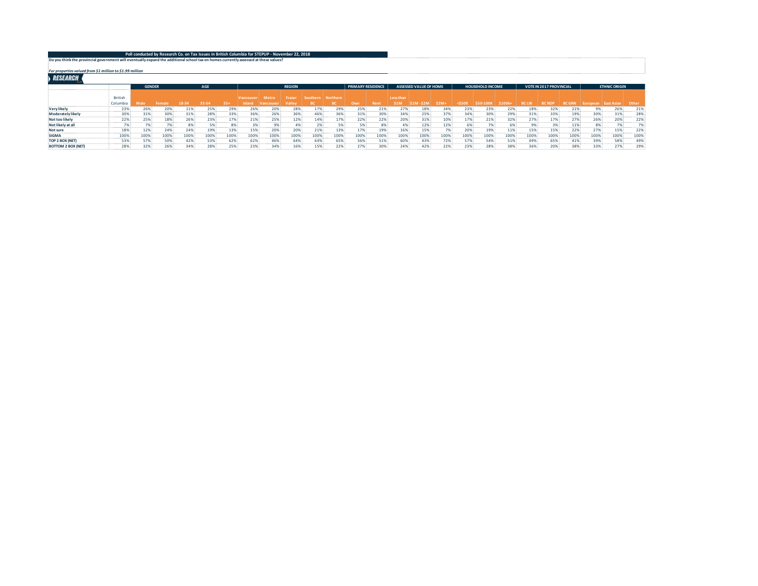**Poll conducted by Research Co. on Tax Issues in British Columbia for STEPUP - November 22, 2018**

**Do you think the provincial government will eventually expand the additional school tax on homes currently assessed at these values?**

***For properties valued from $1 million to $1.99 million***

RESEARCH

| | | GENDER | | AGE | | | REGION | | | | | PRIMARY RESIDENCE | | ASSESSED VALUE OF HOME | | | HOUSEHOLD INCOME | | | VOTE IN 2017 PROVINCIAL | | | ETHNIC ORIGIN | | |
|---|---|---|---|---|---|---|---|---|---|---|---|---|---|---|---|---|---|---|---|---|---|---|---|---|---|
| | British Columbia | Male | Female | 18-34 | 35-54 | 55+ | Vancouver Island | Metro Vancouver | Fraser Valley | Southern BC | Northern BC | Own | Rent | Less than $1M | $1M - $2M | $2M+ | <$50K | $50-100K | $100k+ | BC LIB | BC NDP | BC GRN | European | East Asian | Other |
| **Very likely** | 23% | 26% | 20% | 11% | 25% | 29% | 26% | 20% | 28% | 17% | 29% | 25% | 21% | 27% | 18% | 34% | 23% | 23% | 22% | 18% | 32% | 21% | 9% | 26% | 21% |
| **Moderately likely** | 30% | 31% | 30% | 31% | 28% | 33% | 36% | 26% | 36% | 46% | 36% | 31% | 30% | 34% | 25% | 37% | 34% | 30% | 29% | 31% | 33% | 19% | 30% | 31% | 28% |
| **Not too likely** | 22% | 25% | 18% | 26% | 23% | 17% | 21% | 25% | 12% | 14% | 17% | 22% | 22% | 20% | 31% | 10% | 17% | 21% | 32% | 27% | 17% | 27% | 26% | 20% | 22% |
| **Not likely at all** | 7% | 7% | 7% | 8% | 5% | 8% | 3% | 9% | 4% | 2% | 5% | 5% | 8% | 4% | 12% | 12% | 6% | 7% | 6% | 9% | 3% | 11% | 8% | 7% | 7% |
| **Not sure** | 18% | 12% | 24% | 24% | 19% | 13% | 15% | 20% | 20% | 21% | 13% | 17% | 19% | 16% | 15% | 7% | 20% | 19% | 11% | 15% | 15% | 22% | 27% | 15% | 22% |
| **SIGMA** | 100% | 100% | 100% | 100% | 100% | 100% | 100% | 100% | 100% | 100% | 100% | 100% | 100% | 100% | 100% | 100% | 100% | 100% | 100% | 100% | 100% | 100% | 100% | 100% | 100% |
| **TOP 2 BOX (NET)** | 53% | 57% | 50% | 42% | 53% | 62% | 62% | 46% | 64% | 64% | 65% | 56% | 51% | 60% | 43% | 72% | 57% | 54% | 51% | 49% | 65% | 41% | 39% | 58% | 49% |
| **BOTTOM 2 BOX (NET)** | 28% | 32% | 26% | 34% | 28% | 25% | 23% | 34% | 16% | 15% | 22% | 27% | 30% | 24% | 42% | 22% | 23% | 28% | 38% | 36% | 20% | 38% | 33% | 27% | 29% |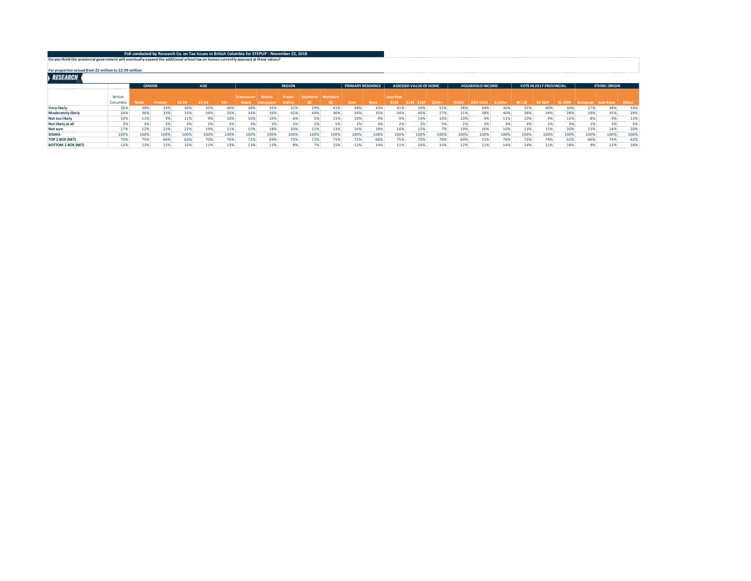**Poll conducted by Research Co. on Tax Issues in British Columbia for STEPUP - November 22, 2018**

**Do you think the provincial government will eventually expand the additional school tax on homes currently assessed at these values?**

***For properties valued from $2 million to $2.99 million***

| | | GENDER | | AGE | | | REGION | | | | | PRIMARY RESIDENCE | | ASSESSED VALUE OF HOME | | | HOUSEHOLD INCOME | | | VOTE IN 2017 PROVINCIAL | | | ETHNIC ORIGIN | | |
|---|---|---|---|---|---|---|---|---|---|---|---|---|---|---|---|---|---|---|---|---|---|---|---|---|---|
| | British Columbia | Male | Female | 18-34 | 35-54 | 55+ | Vancouver Island | Metro Vancouver | Fraser Valley | Southern BC | Northern BC | Own | Rent | Less than $1M | $1M - $2M | $2M+ | <$50K | $50-100K | $100k+ | BC LIB | BC NDP | BC GRN | European | East Asian | Other |
| **Very likely** | 36% | 39% | 33% | 30% | 35% | 40% | 38% | 35% | 31% | 29% | 41% | 38% | 33% | 41% | 30% | 51% | 38% | 34% | 36% | 35% | 40% | 34% | 27% | 38% | 33% |
| **Moderately likely** | 34% | 36% | 33% | 33% | 34% | 35% | 34% | 34% | 42% | 44% | 30% | 34% | 35% | 34% | 40% | 27% | 31% | 38% | 40% | 38% | 34% | 28% | 39% | 35% | 29% |
| **Not too likely** | 10% | 11% | 9% | 11% | 9% | 10% | 10% | 10% | 6% | 5% | 11% | 10% | 9% | 9% | 14% | 10% | 10% | 9% | 11% | 10% | 9% | 15% | 8% | 9% | 13% |
| **Not likely at all** | 3% | 3% | 3% | 4% | 2% | 3% | 3% | 3% | 2% | 2% | 5% | 2% | 4% | 2% | 2% | 5% | 2% | 3% | 3% | 4% | 2% | 3% | 1% | 3% | 5% |
| **Not sure** | 17% | 12% | 22% | 22% | 19% | 11% | 15% | 18% | 20% | 21% | 13% | 16% | 19% | 14% | 15% | 7% | 19% | 16% | 10% | 13% | 15% | 20% | 25% | 14% | 20% |
| **SIGMA** | 100% | 100% | 100% | 100% | 100% | 100% | 100% | 100% | 100% | 100% | 100% | 100% | 100% | 100% | 100% | 100% | 100% | 100% | 100% | 100% | 100% | 100% | 100% | 100% | 100% |
| **TOP 2 BOX (NET)** | 70% | 75% | 66% | 63% | 70% | 76% | 72% | 69% | 73% | 72% | 71% | 72% | 68% | 75% | 70% | 78% | 69% | 72% | 76% | 73% | 74% | 62% | 66% | 74% | 62% |
| **BOTTOM 2 BOX (NET)** | 13% | 13% | 12% | 15% | 11% | 13% | 13% | 13% | 8% | 7% | 15% | 12% | 14% | 11% | 16% | 15% | 12% | 11% | 14% | 14% | 11% | 18% | 9% | 12% | 18% |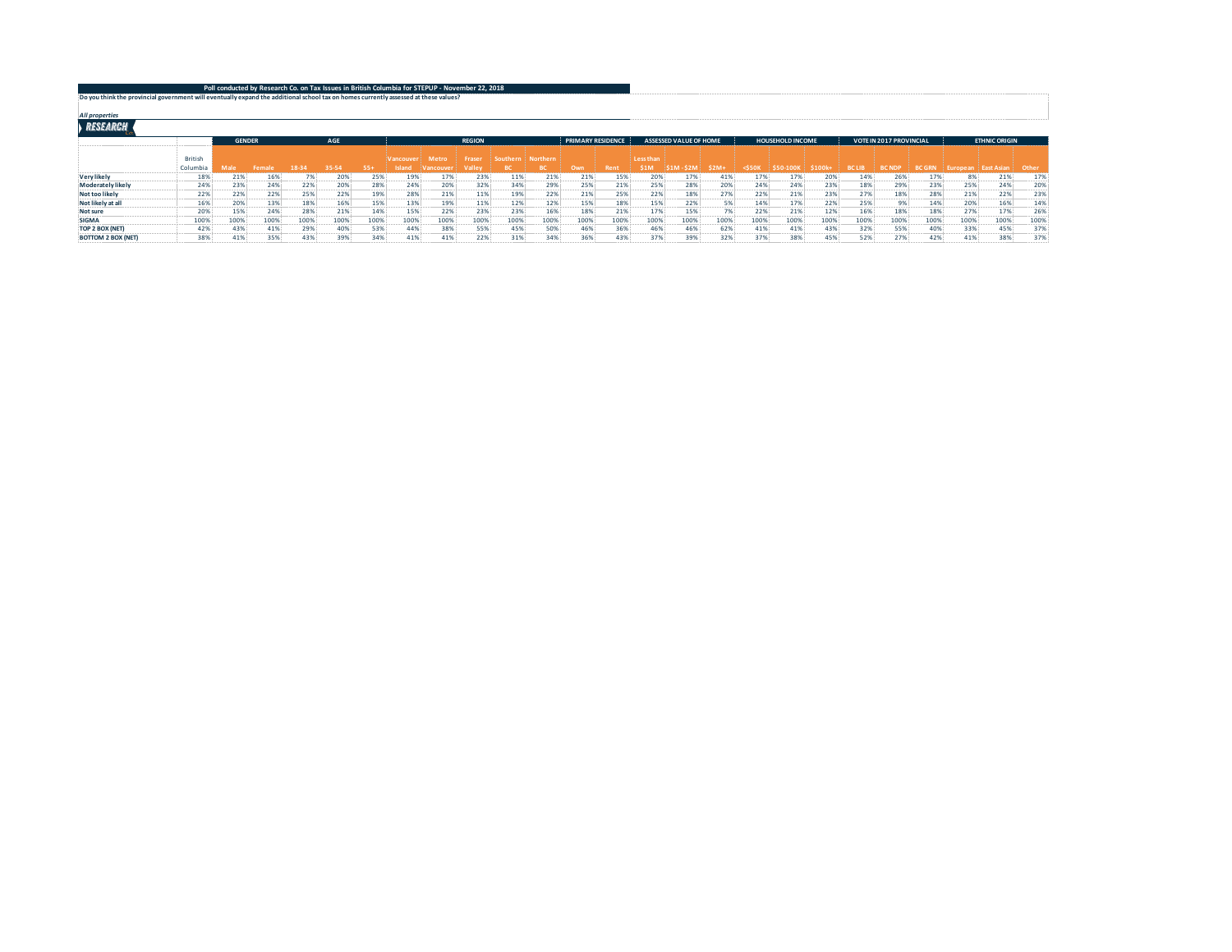**Poll conducted by Research Co. on Tax Issues in British Columbia for STEPUP - November 22, 2018**

**Do you think the provincial government will eventually expand the additional school tax on homes currently assessed at these values?**

*All properties*

| | | GENDER | | AGE | | | REGION | | | | | PRIMARY RESIDENCE | | ASSESSED VALUE OF HOME | | | HOUSEHOLD INCOME | | | VOTE IN 2017 PROVINCIAL | | | ETHNIC ORIGIN | | |
|---|---|---|---|---|---|---|---|---|---|---|---|---|---|---|---|---|---|---|---|---|---|---|---|---|---|
| | British Columbia | Male | Female | 18-34 | 35-54 | 55+ | Vancouver Island | Metro Vancouver | Fraser Valley | Southern BC | Northern BC | Own | Rent | Less than $1M | $1M - $2M | $2M+ | <$50K | $50-100K | $100k+ | BC LIB | BC NDP | BC GRN | European | East Asian | Other |
| **Very likely** | 18% | 21% | 16% | 7% | 20% | 25% | 19% | 17% | 23% | 11% | 21% | 21% | 15% | 20% | 17% | 41% | 17% | 17% | 20% | 14% | 26% | 17% | 8% | 21% | 17% |
| **Moderately likely** | 24% | 23% | 24% | 22% | 20% | 28% | 24% | 20% | 32% | 34% | 29% | 25% | 21% | 25% | 28% | 20% | 24% | 24% | 23% | 18% | 29% | 23% | 25% | 24% | 20% |
| **Not too likely** | 22% | 22% | 22% | 25% | 22% | 19% | 28% | 21% | 11% | 19% | 22% | 21% | 25% | 22% | 18% | 27% | 22% | 21% | 23% | 27% | 18% | 28% | 21% | 22% | 23% |
| **Not likely at all** | 16% | 20% | 13% | 18% | 16% | 15% | 13% | 19% | 11% | 12% | 12% | 15% | 18% | 15% | 22% | 5% | 14% | 17% | 22% | 25% | 9% | 14% | 20% | 16% | 14% |
| **Not sure** | 20% | 15% | 24% | 28% | 21% | 14% | 15% | 22% | 23% | 23% | 16% | 18% | 21% | 17% | 15% | 7% | 22% | 21% | 12% | 16% | 18% | 18% | 27% | 17% | 26% |
| **SIGMA** | 100% | 100% | 100% | 100% | 100% | 100% | 100% | 100% | 100% | 100% | 100% | 100% | 100% | 100% | 100% | 100% | 100% | 100% | 100% | 100% | 100% | 100% | 100% | 100% | 100% |
| **TOP 2 BOX (NET)** | 42% | 43% | 41% | 29% | 40% | 53% | 44% | 38% | 55% | 45% | 50% | 46% | 36% | 46% | 46% | 62% | 41% | 41% | 43% | 32% | 55% | 40% | 33% | 45% | 37% |
| **BOTTOM 2 BOX (NET)** | 38% | 41% | 35% | 43% | 39% | 34% | 41% | 41% | 22% | 31% | 34% | 36% | 43% | 37% | 39% | 32% | 37% | 38% | 45% | 52% | 27% | 42% | 41% | 38% | 37% |